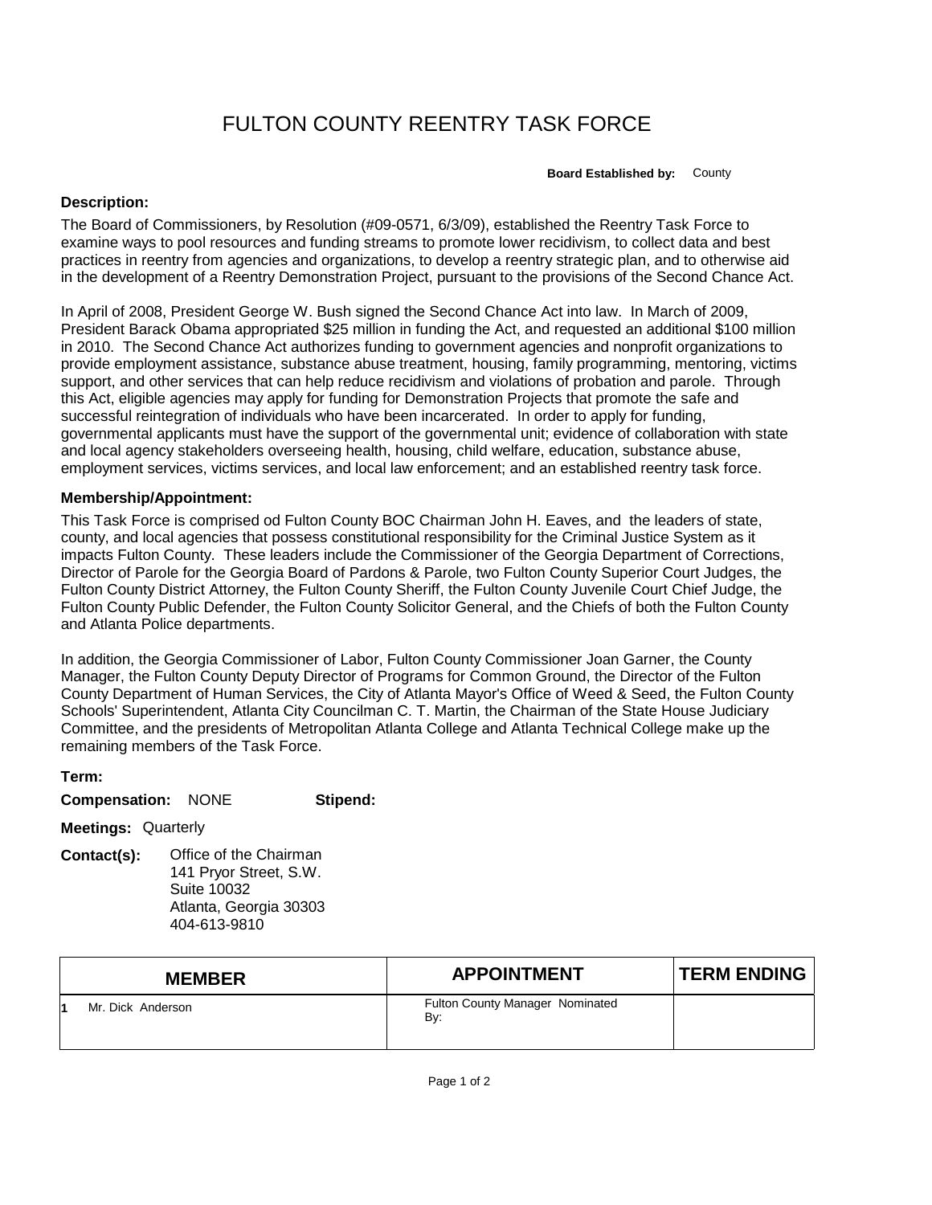# FULTON COUNTY REENTRY TASK FORCE

**Board Established by:** County

**Description:**

The Board of Commissioners, by Resolution (#09-0571, 6/3/09), established the Reentry Task Force to examine ways to pool resources and funding streams to promote lower recidivism, to collect data and best practices in reentry from agencies and organizations, to develop a reentry strategic plan, and to otherwise aid in the development of a Reentry Demonstration Project, pursuant to the provisions of the Second Chance Act.

In April of 2008, President George W. Bush signed the Second Chance Act into law. In March of 2009, President Barack Obama appropriated $25 million in funding the Act, and requested an additional $100 million in 2010. The Second Chance Act authorizes funding to government agencies and nonprofit organizations to provide employment assistance, substance abuse treatment, housing, family programming, mentoring, victims support, and other services that can help reduce recidivism and violations of probation and parole. Through this Act, eligible agencies may apply for funding for Demonstration Projects that promote the safe and successful reintegration of individuals who have been incarcerated. In order to apply for funding, governmental applicants must have the support of the governmental unit; evidence of collaboration with state and local agency stakeholders overseeing health, housing, child welfare, education, substance abuse, employment services, victims services, and local law enforcement; and an established reentry task force.

**Membership/Appointment:**

This Task Force is comprised od Fulton County BOC Chairman John H. Eaves, and the leaders of state, county, and local agencies that possess constitutional responsibility for the Criminal Justice System as it impacts Fulton County. These leaders include the Commissioner of the Georgia Department of Corrections, Director of Parole for the Georgia Board of Pardons & Parole, two Fulton County Superior Court Judges, the Fulton County District Attorney, the Fulton County Sheriff, the Fulton County Juvenile Court Chief Judge, the Fulton County Public Defender, the Fulton County Solicitor General, and the Chiefs of both the Fulton County and Atlanta Police departments.

In addition, the Georgia Commissioner of Labor, Fulton County Commissioner Joan Garner, the County Manager, the Fulton County Deputy Director of Programs for Common Ground, the Director of the Fulton County Department of Human Services, the City of Atlanta Mayor's Office of Weed & Seed, the Fulton County Schools' Superintendent, Atlanta City Councilman C. T. Martin, the Chairman of the State House Judiciary Committee, and the presidents of Metropolitan Atlanta College and Atlanta Technical College make up the remaining members of the Task Force.

**Term:**

**Compensation:** NONE **Stipend:**

**Meetings:** Quarterly

**Contact(s):** Office of the Chairman
141 Pryor Street, S.W.
Suite 10032
Atlanta, Georgia 30303
404-613-9810

| | MEMBER | APPOINTMENT | TERM ENDING |
|---|---|---|---|
| 1 | Mr. Dick Anderson | Fulton County Manager Nominated By: | |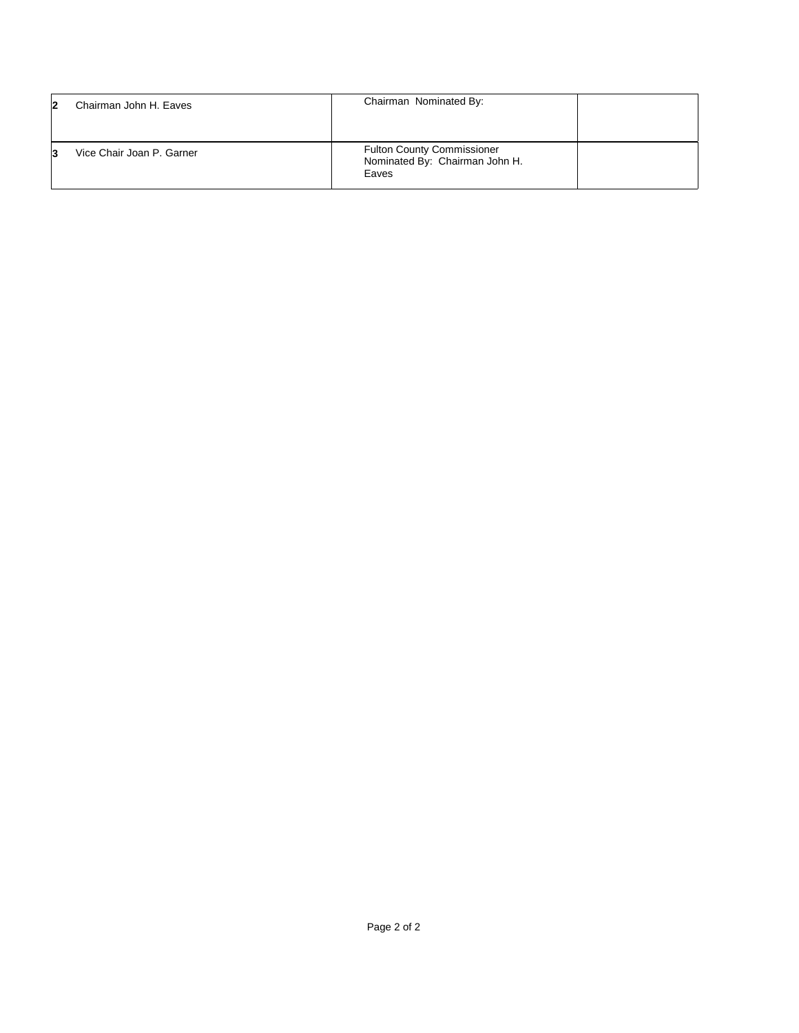| | | | |
|---|---|---|---|
| **2** | Chairman John H. Eaves | Chairman Nominated By: | |
| **3** | Vice Chair Joan P. Garner | Fulton County Commissioner Nominated By: Chairman John H. Eaves | |